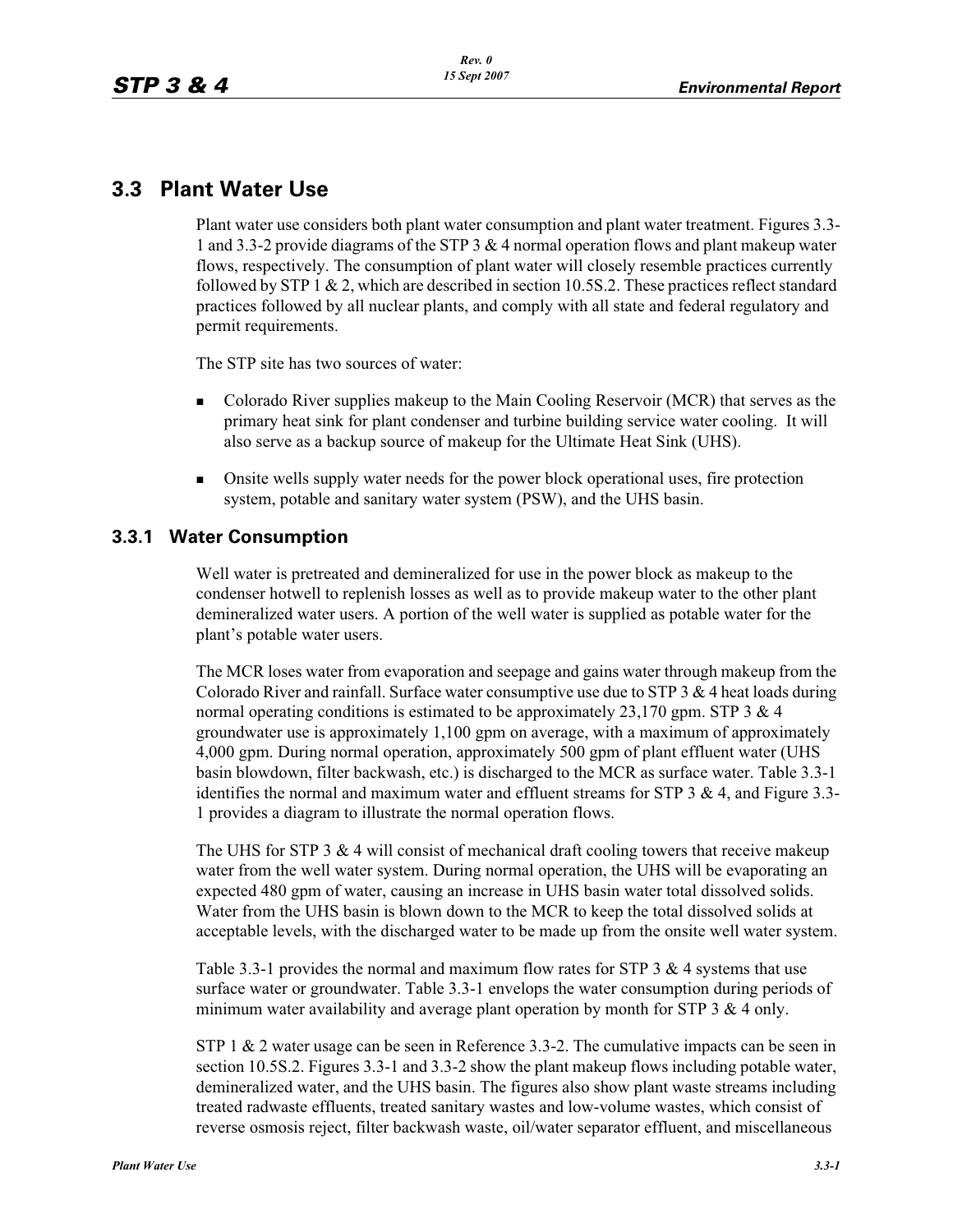## 3.3 Plant Water Use

Plant water use considers both plant water consumption and plant water treatment. Figures 3.3-1 and 3.3-2 provide diagrams of the STP 3 & 4 normal operation flows and plant makeup water flows, respectively. The consumption of plant water will closely resemble practices currently followed by STP 1 & 2, which are described in section 10.5S.2. These practices reflect standard practices followed by all nuclear plants, and comply with all state and federal regulatory and permit requirements.

The STP site has two sources of water:

- Colorado River supplies makeup to the Main Cooling Reservoir (MCR) that serves as the primary heat sink for plant condenser and turbine building service water cooling. It will also serve as a backup source of makeup for the Ultimate Heat Sink (UHS).
- Onsite wells supply water needs for the power block operational uses, fire protection system, potable and sanitary water system (PSW), and the UHS basin.

### 3.3.1 Water Consumption

Well water is pretreated and demineralized for use in the power block as makeup to the condenser hotwell to replenish losses as well as to provide makeup water to the other plant demineralized water users. A portion of the well water is supplied as potable water for the plant's potable water users.

The MCR loses water from evaporation and seepage and gains water through makeup from the Colorado River and rainfall. Surface water consumptive use due to STP 3 & 4 heat loads during normal operating conditions is estimated to be approximately 23,170 gpm. STP 3 & 4 groundwater use is approximately 1,100 gpm on average, with a maximum of approximately 4,000 gpm. During normal operation, approximately 500 gpm of plant effluent water (UHS basin blowdown, filter backwash, etc.) is discharged to the MCR as surface water. Table 3.3-1 identifies the normal and maximum water and effluent streams for STP 3 & 4, and Figure 3.3-1 provides a diagram to illustrate the normal operation flows.

The UHS for STP 3 & 4 will consist of mechanical draft cooling towers that receive makeup water from the well water system. During normal operation, the UHS will be evaporating an expected 480 gpm of water, causing an increase in UHS basin water total dissolved solids. Water from the UHS basin is blown down to the MCR to keep the total dissolved solids at acceptable levels, with the discharged water to be made up from the onsite well water system.

Table 3.3-1 provides the normal and maximum flow rates for STP 3 & 4 systems that use surface water or groundwater. Table 3.3-1 envelops the water consumption during periods of minimum water availability and average plant operation by month for STP 3 & 4 only.

STP 1 & 2 water usage can be seen in Reference 3.3-2. The cumulative impacts can be seen in section 10.5S.2. Figures 3.3-1 and 3.3-2 show the plant makeup flows including potable water, demineralized water, and the UHS basin. The figures also show plant waste streams including treated radwaste effluents, treated sanitary wastes and low-volume wastes, which consist of reverse osmosis reject, filter backwash waste, oil/water separator effluent, and miscellaneous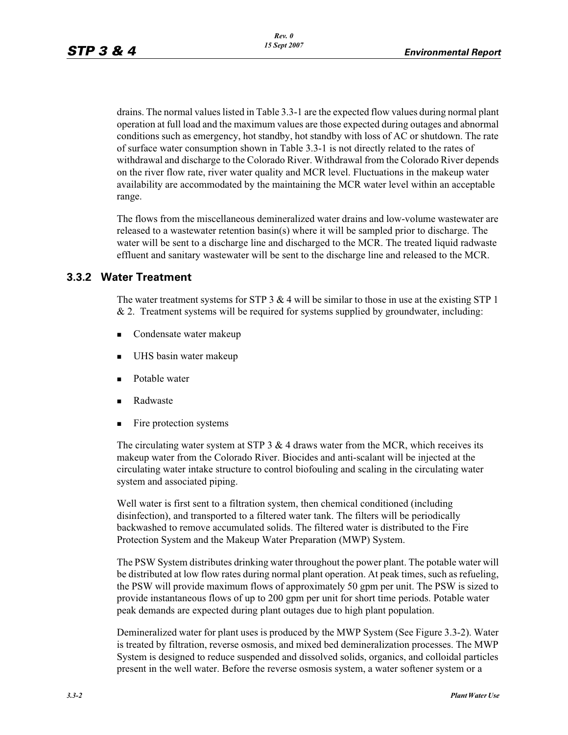drains. The normal values listed in Table 3.3-1 are the expected flow values during normal plant operation at full load and the maximum values are those expected during outages and abnormal conditions such as emergency, hot standby, hot standby with loss of AC or shutdown. The rate of surface water consumption shown in Table 3.3-1 is not directly related to the rates of withdrawal and discharge to the Colorado River. Withdrawal from the Colorado River depends on the river flow rate, river water quality and MCR level. Fluctuations in the makeup water availability are accommodated by the maintaining the MCR water level within an acceptable range.

The flows from the miscellaneous demineralized water drains and low-volume wastewater are released to a wastewater retention basin(s) where it will be sampled prior to discharge. The water will be sent to a discharge line and discharged to the MCR. The treated liquid radwaste effluent and sanitary wastewater will be sent to the discharge line and released to the MCR.

## 3.3.2 Water Treatment

The water treatment systems for STP 3 & 4 will be similar to those in use at the existing STP 1 & 2. Treatment systems will be required for systems supplied by groundwater, including:

- Condensate water makeup
- UHS basin water makeup
- Potable water
- Radwaste
- Fire protection systems

The circulating water system at STP 3 & 4 draws water from the MCR, which receives its makeup water from the Colorado River. Biocides and anti-scalant will be injected at the circulating water intake structure to control biofouling and scaling in the circulating water system and associated piping.

Well water is first sent to a filtration system, then chemical conditioned (including disinfection), and transported to a filtered water tank. The filters will be periodically backwashed to remove accumulated solids. The filtered water is distributed to the Fire Protection System and the Makeup Water Preparation (MWP) System.

The PSW System distributes drinking water throughout the power plant. The potable water will be distributed at low flow rates during normal plant operation. At peak times, such as refueling, the PSW will provide maximum flows of approximately 50 gpm per unit. The PSW is sized to provide instantaneous flows of up to 200 gpm per unit for short time periods. Potable water peak demands are expected during plant outages due to high plant population.

Demineralized water for plant uses is produced by the MWP System (See Figure 3.3-2). Water is treated by filtration, reverse osmosis, and mixed bed demineralization processes. The MWP System is designed to reduce suspended and dissolved solids, organics, and colloidal particles present in the well water. Before the reverse osmosis system, a water softener system or a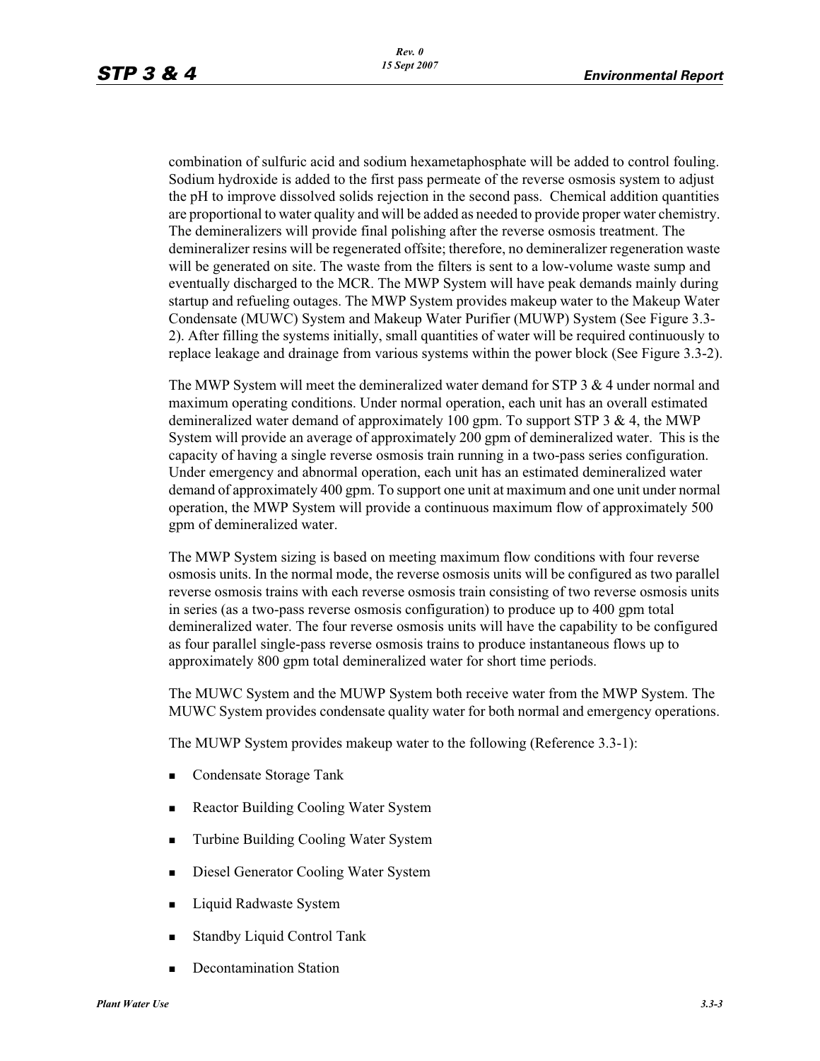combination of sulfuric acid and sodium hexametaphosphate will be added to control fouling. Sodium hydroxide is added to the first pass permeate of the reverse osmosis system to adjust the pH to improve dissolved solids rejection in the second pass. Chemical addition quantities are proportional to water quality and will be added as needed to provide proper water chemistry. The demineralizers will provide final polishing after the reverse osmosis treatment. The demineralizer resins will be regenerated offsite; therefore, no demineralizer regeneration waste will be generated on site. The waste from the filters is sent to a low-volume waste sump and eventually discharged to the MCR. The MWP System will have peak demands mainly during startup and refueling outages. The MWP System provides makeup water to the Makeup Water Condensate (MUWC) System and Makeup Water Purifier (MUWP) System (See Figure 3.3-2). After filling the systems initially, small quantities of water will be required continuously to replace leakage and drainage from various systems within the power block (See Figure 3.3-2).

The MWP System will meet the demineralized water demand for STP 3 & 4 under normal and maximum operating conditions. Under normal operation, each unit has an overall estimated demineralized water demand of approximately 100 gpm. To support STP 3 & 4, the MWP System will provide an average of approximately 200 gpm of demineralized water. This is the capacity of having a single reverse osmosis train running in a two-pass series configuration. Under emergency and abnormal operation, each unit has an estimated demineralized water demand of approximately 400 gpm. To support one unit at maximum and one unit under normal operation, the MWP System will provide a continuous maximum flow of approximately 500 gpm of demineralized water.

The MWP System sizing is based on meeting maximum flow conditions with four reverse osmosis units. In the normal mode, the reverse osmosis units will be configured as two parallel reverse osmosis trains with each reverse osmosis train consisting of two reverse osmosis units in series (as a two-pass reverse osmosis configuration) to produce up to 400 gpm total demineralized water. The four reverse osmosis units will have the capability to be configured as four parallel single-pass reverse osmosis trains to produce instantaneous flows up to approximately 800 gpm total demineralized water for short time periods.

The MUWC System and the MUWP System both receive water from the MWP System. The MUWC System provides condensate quality water for both normal and emergency operations.

The MUWP System provides makeup water to the following (Reference 3.3-1):

- Condensate Storage Tank
- Reactor Building Cooling Water System
- Turbine Building Cooling Water System
- Diesel Generator Cooling Water System
- Liquid Radwaste System
- Standby Liquid Control Tank
- Decontamination Station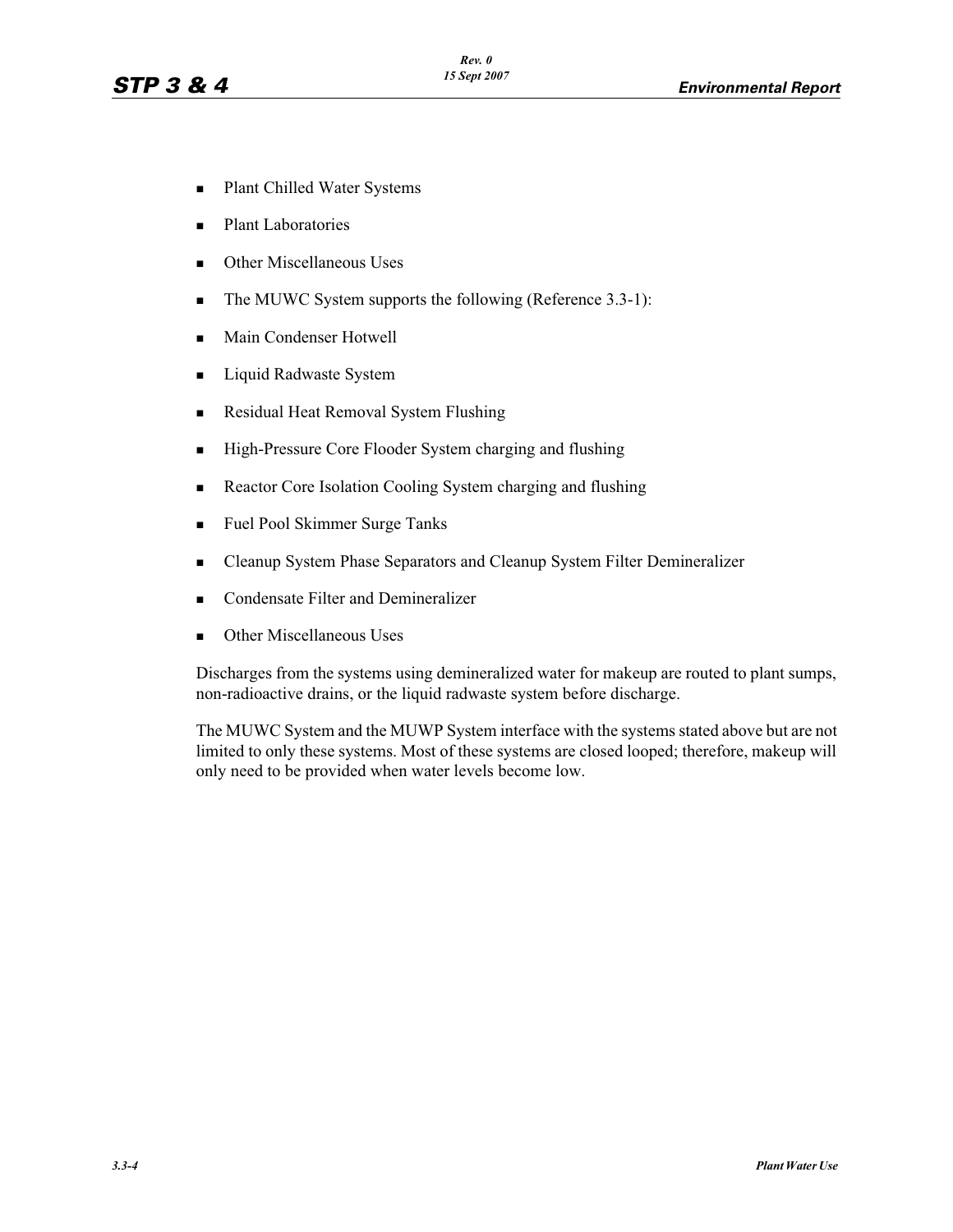- Plant Chilled Water Systems
- Plant Laboratories
- Other Miscellaneous Uses
- The MUWC System supports the following (Reference 3.3-1):
- Main Condenser Hotwell
- Liquid Radwaste System
- Residual Heat Removal System Flushing
- High-Pressure Core Flooder System charging and flushing
- Reactor Core Isolation Cooling System charging and flushing
- Fuel Pool Skimmer Surge Tanks
- Cleanup System Phase Separators and Cleanup System Filter Demineralizer
- Condensate Filter and Demineralizer
- Other Miscellaneous Uses

Discharges from the systems using demineralized water for makeup are routed to plant sumps, non-radioactive drains, or the liquid radwaste system before discharge.

The MUWC System and the MUWP System interface with the systems stated above but are not limited to only these systems. Most of these systems are closed looped; therefore, makeup will only need to be provided when water levels become low.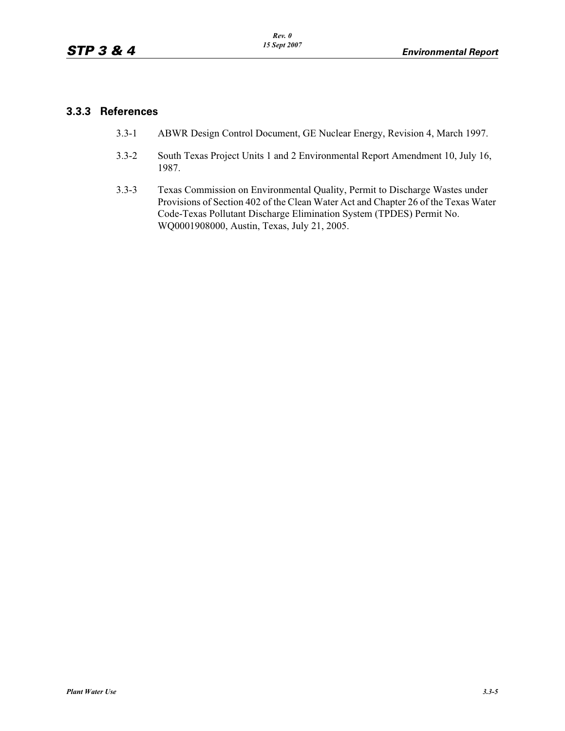### 3.3.3 References

3.3-1 ABWR Design Control Document, GE Nuclear Energy, Revision 4, March 1997.

3.3-2 South Texas Project Units 1 and 2 Environmental Report Amendment 10, July 16, 1987.

3.3-3 Texas Commission on Environmental Quality, Permit to Discharge Wastes under Provisions of Section 402 of the Clean Water Act and Chapter 26 of the Texas Water Code-Texas Pollutant Discharge Elimination System (TPDES) Permit No. WQ0001908000, Austin, Texas, July 21, 2005.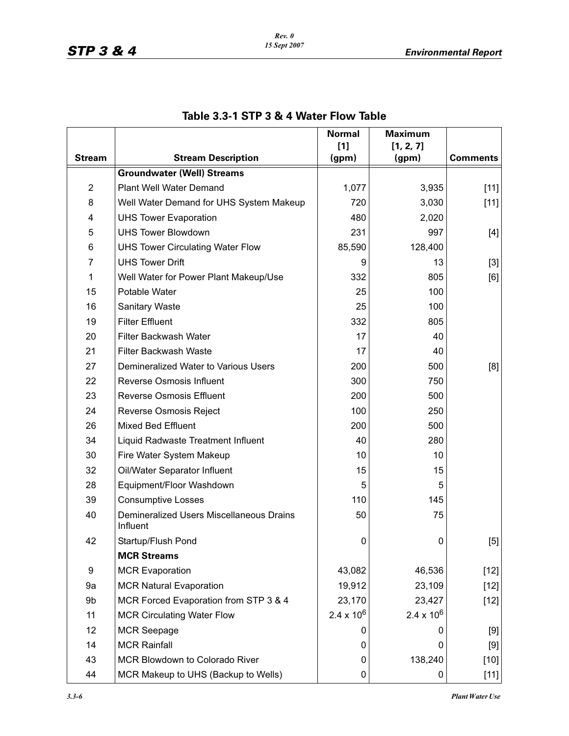## Table 3.3-1 STP 3 & 4 Water Flow Table

| Stream | Stream Description | Normal [1] (gpm) | Maximum [1, 2, 7] (gpm) | Comments |
|---|---|---|---|---|
| | **Groundwater (Well) Streams** | | | |
| 2 | Plant Well Water Demand | 1,077 | 3,935 | [11] |
| 8 | Well Water Demand for UHS System Makeup | 720 | 3,030 | [11] |
| 4 | UHS Tower Evaporation | 480 | 2,020 | |
| 5 | UHS Tower Blowdown | 231 | 997 | [4] |
| 6 | UHS Tower Circulating Water Flow | 85,590 | 128,400 | |
| 7 | UHS Tower Drift | 9 | 13 | [3] |
| 1 | Well Water for Power Plant Makeup/Use | 332 | 805 | [6] |
| 15 | Potable Water | 25 | 100 | |
| 16 | Sanitary Waste | 25 | 100 | |
| 19 | Filter Effluent | 332 | 805 | |
| 20 | Filter Backwash Water | 17 | 40 | |
| 21 | Filter Backwash Waste | 17 | 40 | |
| 27 | Demineralized Water to Various Users | 200 | 500 | [8] |
| 22 | Reverse Osmosis Influent | 300 | 750 | |
| 23 | Reverse Osmosis Effluent | 200 | 500 | |
| 24 | Reverse Osmosis Reject | 100 | 250 | |
| 26 | Mixed Bed Effluent | 200 | 500 | |
| 34 | Liquid Radwaste Treatment Influent | 40 | 280 | |
| 30 | Fire Water System Makeup | 10 | 10 | |
| 32 | Oil/Water Separator Influent | 15 | 15 | |
| 28 | Equipment/Floor Washdown | 5 | 5 | |
| 39 | Consumptive Losses | 110 | 145 | |
| 40 | Demineralized Users Miscellaneous Drains Influent | 50 | 75 | |
| 42 | Startup/Flush Pond | 0 | 0 | [5] |
| | **MCR Streams** | | | |
| 9 | MCR Evaporation | 43,082 | 46,536 | [12] |
| 9a | MCR Natural Evaporation | 19,912 | 23,109 | [12] |
| 9b | MCR Forced Evaporation from STP 3 & 4 | 23,170 | 23,427 | [12] |
| 11 | MCR Circulating Water Flow | $2.4 \times 10^6$ | $2.4 \times 10^6$ | |
| 12 | MCR Seepage | 0 | 0 | [9] |
| 14 | MCR Rainfall | 0 | 0 | [9] |
| 43 | MCR Blowdown to Colorado River | 0 | 138,240 | [10] |
| 44 | MCR Makeup to UHS (Backup to Wells) | 0 | 0 | [11] |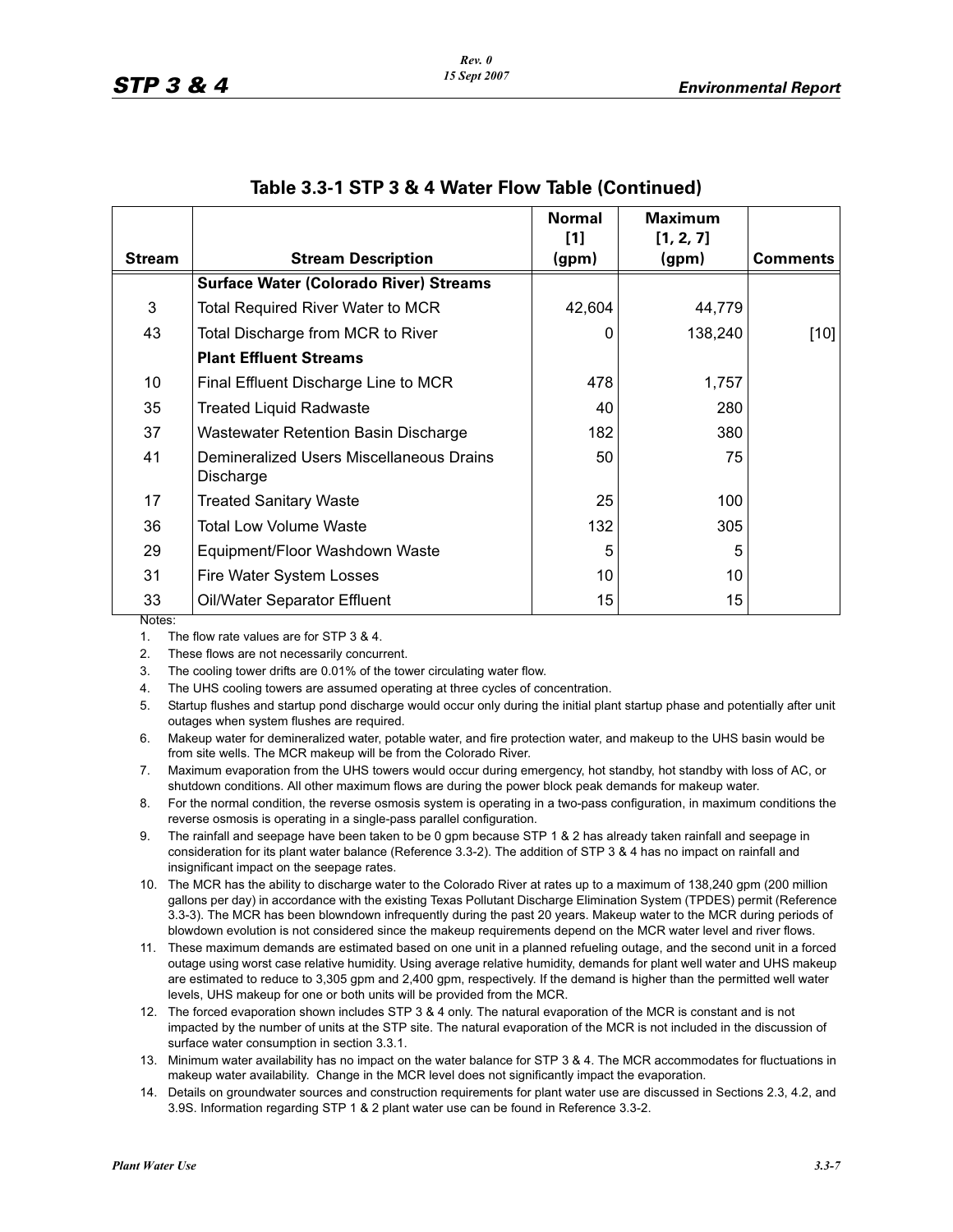## Table 3.3-1 STP 3 & 4 Water Flow Table (Continued)

| Stream | Stream Description | Normal [1] (gpm) | Maximum [1, 2, 7] (gpm) | Comments |
|---|---|---|---|---|
| | **Surface Water (Colorado River) Streams** | | | |
| 3 | Total Required River Water to MCR | 42,604 | 44,779 | |
| 43 | Total Discharge from MCR to River | 0 | 138,240 | [10] |
| | **Plant Effluent Streams** | | | |
| 10 | Final Effluent Discharge Line to MCR | 478 | 1,757 | |
| 35 | Treated Liquid Radwaste | 40 | 280 | |
| 37 | Wastewater Retention Basin Discharge | 182 | 380 | |
| 41 | Demineralized Users Miscellaneous Drains Discharge | 50 | 75 | |
| 17 | Treated Sanitary Waste | 25 | 100 | |
| 36 | Total Low Volume Waste | 132 | 305 | |
| 29 | Equipment/Floor Washdown Waste | 5 | 5 | |
| 31 | Fire Water System Losses | 10 | 10 | |
| 33 | Oil/Water Separator Effluent | 15 | 15 | |

Notes:

1. The flow rate values are for STP 3 & 4.
2. These flows are not necessarily concurrent.
3. The cooling tower drifts are 0.01% of the tower circulating water flow.
4. The UHS cooling towers are assumed operating at three cycles of concentration.
5. Startup flushes and startup pond discharge would occur only during the initial plant startup phase and potentially after unit outages when system flushes are required.
6. Makeup water for demineralized water, potable water, and fire protection water, and makeup to the UHS basin would be from site wells. The MCR makeup will be from the Colorado River.
7. Maximum evaporation from the UHS towers would occur during emergency, hot standby, hot standby with loss of AC, or shutdown conditions. All other maximum flows are during the power block peak demands for makeup water.
8. For the normal condition, the reverse osmosis system is operating in a two-pass configuration, in maximum conditions the reverse osmosis is operating in a single-pass parallel configuration.
9. The rainfall and seepage have been taken to be 0 gpm because STP 1 & 2 has already taken rainfall and seepage in consideration for its plant water balance (Reference 3.3-2). The addition of STP 3 & 4 has no impact on rainfall and insignificant impact on the seepage rates.
10. The MCR has the ability to discharge water to the Colorado River at rates up to a maximum of 138,240 gpm (200 million gallons per day) in accordance with the existing Texas Pollutant Discharge Elimination System (TPDES) permit (Reference 3.3-3). The MCR has been blowndown infrequently during the past 20 years. Makeup water to the MCR during periods of blowdown evolution is not considered since the makeup requirements depend on the MCR water level and river flows.
11. These maximum demands are estimated based on one unit in a planned refueling outage, and the second unit in a forced outage using worst case relative humidity. Using average relative humidity, demands for plant well water and UHS makeup are estimated to reduce to 3,305 gpm and 2,400 gpm, respectively. If the demand is higher than the permitted well water levels, UHS makeup for one or both units will be provided from the MCR.
12. The forced evaporation shown includes STP 3 & 4 only. The natural evaporation of the MCR is constant and is not impacted by the number of units at the STP site. The natural evaporation of the MCR is not included in the discussion of surface water consumption in section 3.3.1.
13. Minimum water availability has no impact on the water balance for STP 3 & 4. The MCR accommodates for fluctuations in makeup water availability. Change in the MCR level does not significantly impact the evaporation.
14. Details on groundwater sources and construction requirements for plant water use are discussed in Sections 2.3, 4.2, and 3.9S. Information regarding STP 1 & 2 plant water use can be found in Reference 3.3-2.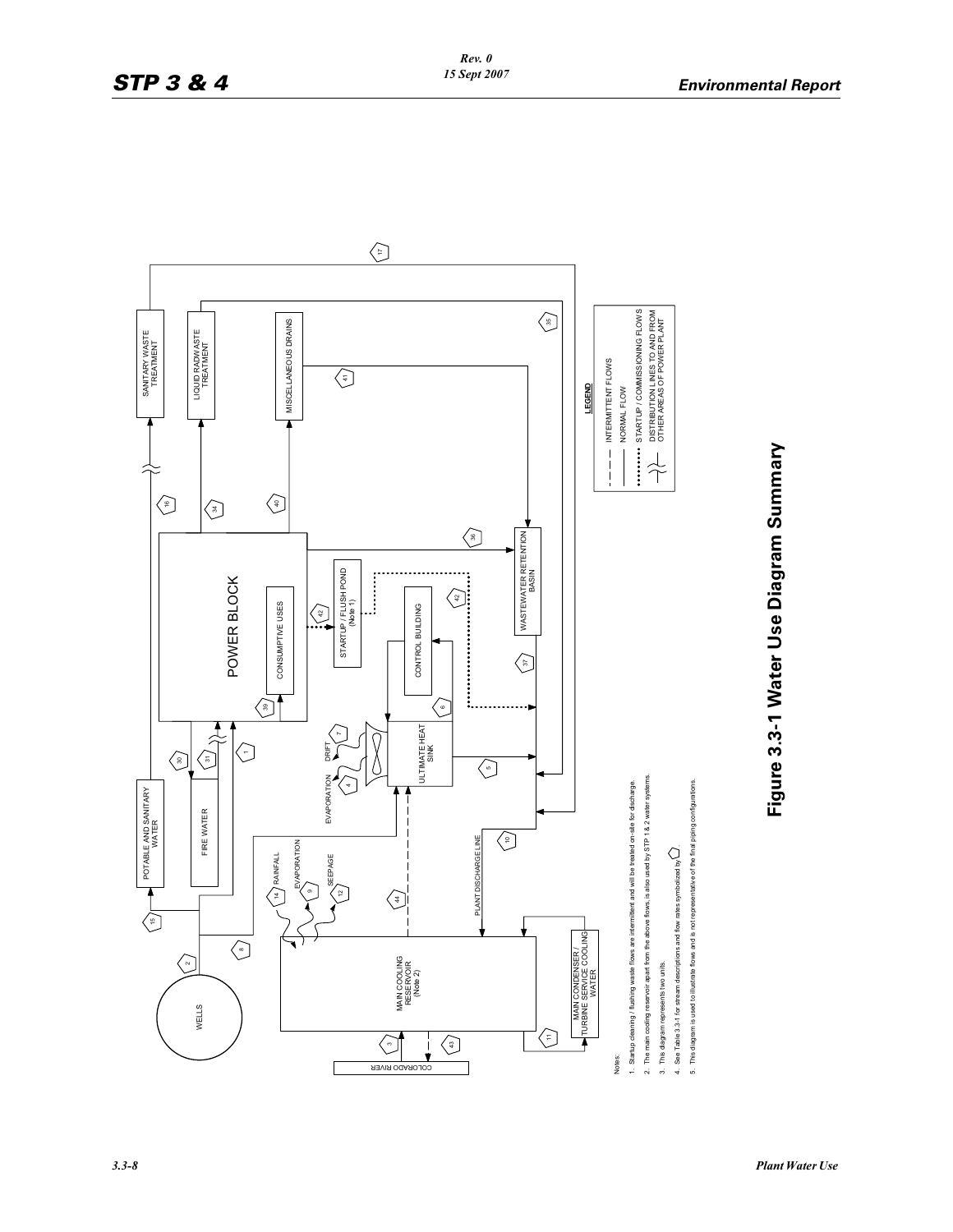Notes:

1. Startup cleaning / flushing waste flows are intermittent and will be treated on-site for discharge.
2. The main cooling reservoir apart from the above flows, is also used by STP 1 & 2 water systems.
3. This diagram represents two units.
4. See Table 3.3-1 for stream descriptions and flow rates symbolized by ⬠.
5. This diagram is used to illustrate flows and is not representative of the final piping configurations.

**LEGEND**

- INTERMITTENT FLOWS
- NORMAL FLOW
- STARTUP / COMMISSIONING FLOWS
- DISTRIBUTION LINES TO AND FROM OTHER AREAS OF POWER PLANT

**Figure 3.3-1 Water Use Diagram Summary**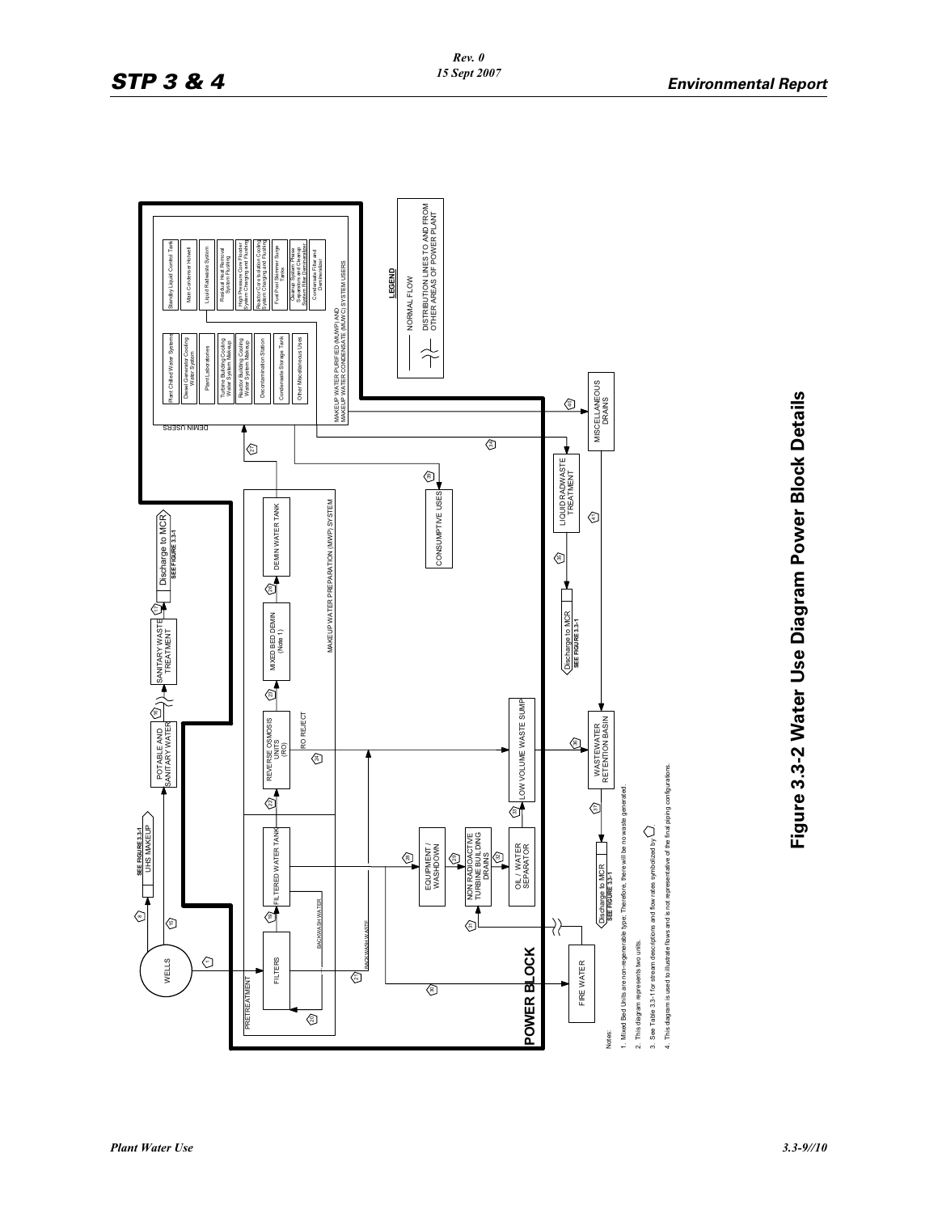WELLS

UHS MAKEUP
SEE FIGURE 3.3-1

POTABLE AND SANITARY WATER

SANITARY WASTE TREATMENT

Discharge to MCR
SEE FIGURE 3.3-1

PRETREATMENT

FILTERS

FILTERED WATER TANK

BACKWASH WATER

BACKWASH WASTE

REVERSE OSMOSIS UNITS (RO)

RO REJECT

MIXED BED DEMIN (Note 1)

DEMIN WATER TANK

MAKEUP WATER PREPARATION (MWP) SYSTEM

CONSUMPTIVE USES

DEMIN USERS

Plant Chilled Water Systems
Diesel Generator Cooling Water System
Plant Laboratories
Turbine Building Cooling Water System Makeup
Reactor Building Cooling Water System Makeup
Decontamination Station
Condensate Storage Tank
Other Miscellaneous Uses

Standby Liquid Control Tank
Main Condenser Hotwell
Liquid Radwaste System
Residual Heat Removal System Flushing
High Pressure Core Flooder System Charging and Flushing
Reactor Core Isolation Cooling System Charging and Flushing
Fuel Pool Skimmer Surge Tanks
Cleanup System, Phase Separators and Cleanup System Filter Demineralizer
Condensate Filter and Demineralizer

MAKEUP WATER PURIFIED (MUWP) AND MAKEUP WATER CONDENSATE (MUWC) SYSTEM USERS

LEGEND
NORMAL FLOW
DISTRIBUTION LINES TO AND FROM OTHER AREAS OF POWER PLANT

EQUIPMENT / WASHDOWN

NON RADIOACTIVE TURBINE BUILDING DRAINS

OIL / WATER SEPARATOR

LOW VOLUME WASTE SUMP

LIQUID RADWASTE TREATMENT

Discharge to MCR
SEE FIGURE 3.3-1

MISCELLANEOUS DRAINS

WASTEWATER RETENTION BASIN

Discharge to MCR
SEE FIGURE 3.3-1

FIRE WATER

POWER BLOCK

Notes:

1. Mixed Bed Units are non-regenerable type. Therefore, there will be no waste generated.
2. This diagram represents two units.
3. See Table 3.3-1 for stream descriptions and flow rates symbolized by ⬠.
4. This diagram is used to illustrate flows and is not representative of the final piping configurations.

**Figure 3.3-2 Water Use Diagram Power Block Details**